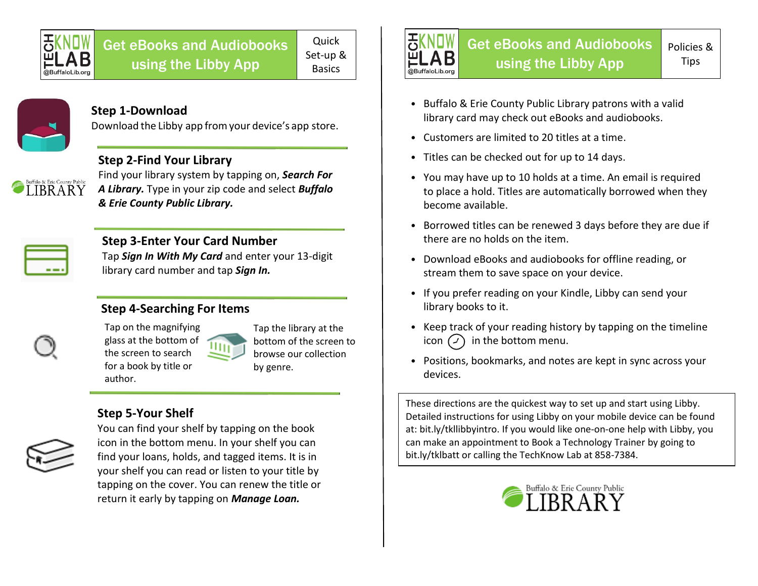# Get eBooks and Audiobooks using the Libby App

Quick Set-up & Basics

## Step 1-Download

Download the Libby app from your device's app store.

## Step 2-Find Your Library

Find your library system by tapping on, ***Search For A Library.*** Type in your zip code and select ***Buffalo & Erie County Public Library.***

## Step 3-Enter Your Card Number

Tap ***Sign In With My Card*** and enter your 13-digit library card number and tap ***Sign In.***

## Step 4-Searching For Items

Tap on the magnifying glass at the bottom of the screen to search for a book by title or author.

Tap the library at the bottom of the screen to browse our collection by genre.

## Step 5-Your Shelf

You can find your shelf by tapping on the book icon in the bottom menu. In your shelf you can find your loans, holds, and tagged items. It is in your shelf you can read or listen to your title by tapping on the cover. You can renew the title or return it early by tapping on ***Manage Loan.***

# Get eBooks and Audiobooks using the Libby App

Policies & Tips

- Buffalo & Erie County Public Library patrons with a valid library card may check out eBooks and audiobooks.
- Customers are limited to 20 titles at a time.
- Titles can be checked out for up to 14 days.
- You may have up to 10 holds at a time. An email is required to place a hold. Titles are automatically borrowed when they become available.
- Borrowed titles can be renewed 3 days before they are due if there are no holds on the item.
- Download eBooks and audiobooks for offline reading, or stream them to save space on your device.
- If you prefer reading on your Kindle, Libby can send your library books to it.
- Keep track of your reading history by tapping on the timeline icon in the bottom menu.
- Positions, bookmarks, and notes are kept in sync across your devices.

These directions are the quickest way to set up and start using Libby. Detailed instructions for using Libby on your mobile device can be found at: bit.ly/tkllibbyintro. If you would like one-on-one help with Libby, you can make an appointment to Book a Technology Trainer by going to bit.ly/tklbatt or calling the TechKnow Lab at 858-7384.

Buffalo & Erie County Public LIBRARY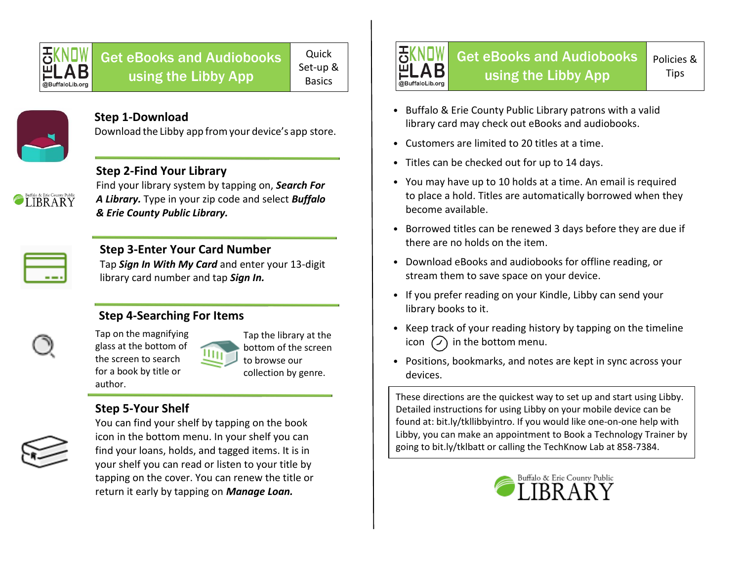# Get eBooks and Audiobooks using the Libby App

Quick Set-up & Basics

### Step 1-Download

Download the Libby app from your device's app store.

### Step 2-Find Your Library

Find your library system by tapping on, ***Search For A Library.*** Type in your zip code and select ***Buffalo & Erie County Public Library.***

### Step 3-Enter Your Card Number

Tap ***Sign In With My Card*** and enter your 13-digit library card number and tap ***Sign In.***

### Step 4-Searching For Items

Tap on the magnifying glass at the bottom of the screen to search for a book by title or author.

Tap the library at the bottom of the screen to browse our collection by genre.

### Step 5-Your Shelf

You can find your shelf by tapping on the book icon in the bottom menu. In your shelf you can find your loans, holds, and tagged items. It is in your shelf you can read or listen to your title by tapping on the cover. You can renew the title or return it early by tapping on ***Manage Loan.***

# Get eBooks and Audiobooks using the Libby App

Policies & Tips

- Buffalo & Erie County Public Library patrons with a valid library card may check out eBooks and audiobooks.
- Customers are limited to 20 titles at a time.
- Titles can be checked out for up to 14 days.
- You may have up to 10 holds at a time. An email is required to place a hold. Titles are automatically borrowed when they become available.
- Borrowed titles can be renewed 3 days before they are due if there are no holds on the item.
- Download eBooks and audiobooks for offline reading, or stream them to save space on your device.
- If you prefer reading on your Kindle, Libby can send your library books to it.
- Keep track of your reading history by tapping on the timeline icon in the bottom menu.
- Positions, bookmarks, and notes are kept in sync across your devices.

These directions are the quickest way to set up and start using Libby. Detailed instructions for using Libby on your mobile device can be found at: bit.ly/tkllibbyintro. If you would like one-on-one help with Libby, you can make an appointment to Book a Technology Trainer by going to bit.ly/tklbatt or calling the TechKnow Lab at 858-7384.

Buffalo & Erie County Public LIBRARY